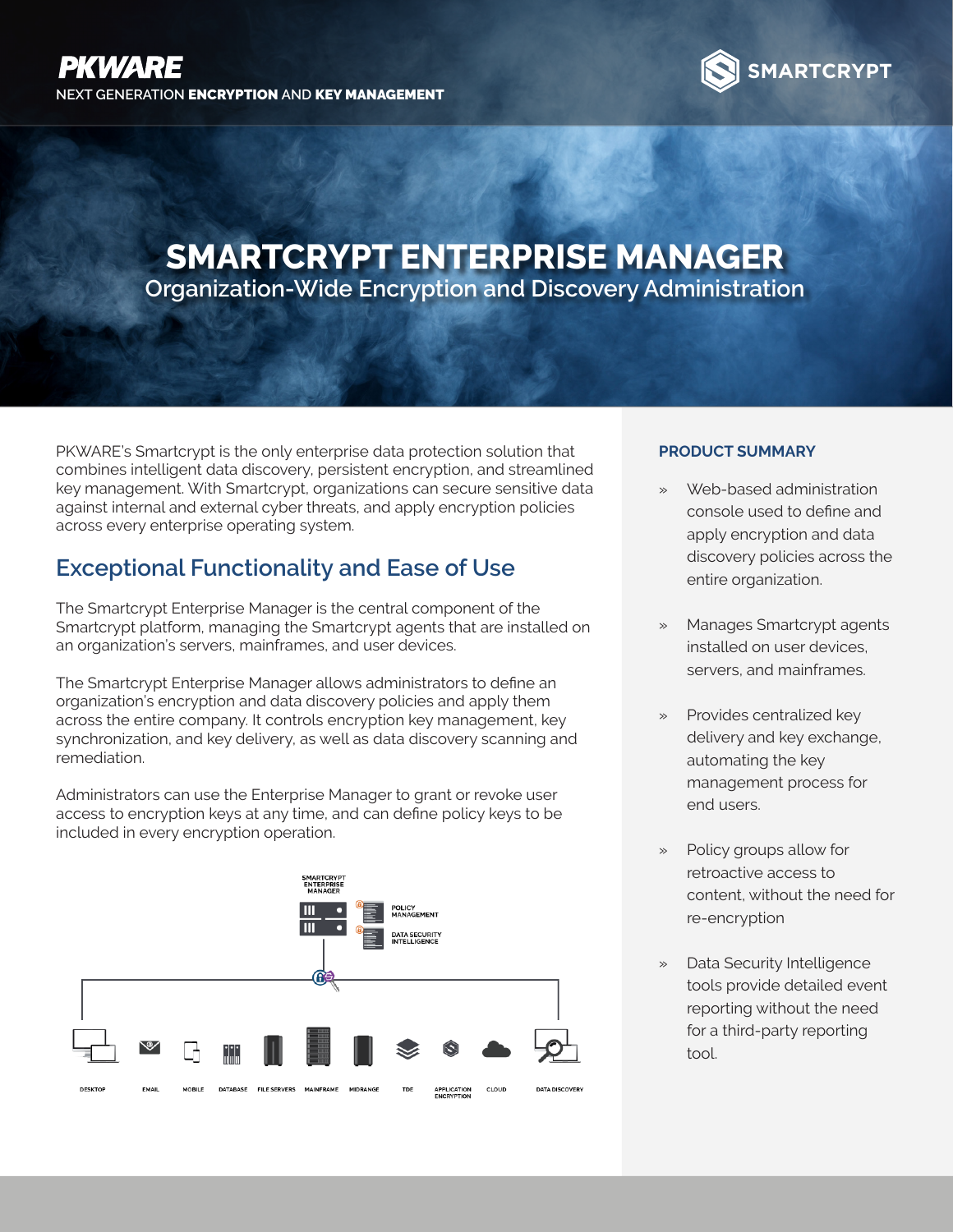PKWARE

NEXT GENERATION **ENCRYPTION** AND **KEY MANAGEMENT**

SMARTCRYPT

# SMARTCRYPT ENTERPRISE MANAGER

## Organization-Wide Encryption and Discovery Administration

PKWARE's Smartcrypt is the only enterprise data protection solution that combines intelligent data discovery, persistent encryption, and streamlined key management. With Smartcrypt, organizations can secure sensitive data against internal and external cyber threats, and apply encryption policies across every enterprise operating system.

## Exceptional Functionality and Ease of Use

The Smartcrypt Enterprise Manager is the central component of the Smartcrypt platform, managing the Smartcrypt agents that are installed on an organization's servers, mainframes, and user devices.

The Smartcrypt Enterprise Manager allows administrators to define an organization's encryption and data discovery policies and apply them across the entire company. It controls encryption key management, key synchronization, and key delivery, as well as data discovery scanning and remediation.

Administrators can use the Enterprise Manager to grant or revoke user access to encryption keys at any time, and can define policy keys to be included in every encryption operation.

SMARTCRYPT ENTERPRISE MANAGER

POLICY MANAGEMENT

DATA SECURITY INTELLIGENCE

DESKTOP | EMAIL | MOBILE | DATABASE | FILE SERVERS | MAINFRAME | MIDRANGE | TDE | APPLICATION ENCRYPTION | CLOUD | DATA DISCOVERY

### PRODUCT SUMMARY

- Web-based administration console used to define and apply encryption and data discovery policies across the entire organization.
- Manages Smartcrypt agents installed on user devices, servers, and mainframes.
- Provides centralized key delivery and key exchange, automating the key management process for end users.
- Policy groups allow for retroactive access to content, without the need for re-encryption
- Data Security Intelligence tools provide detailed event reporting without the need for a third-party reporting tool.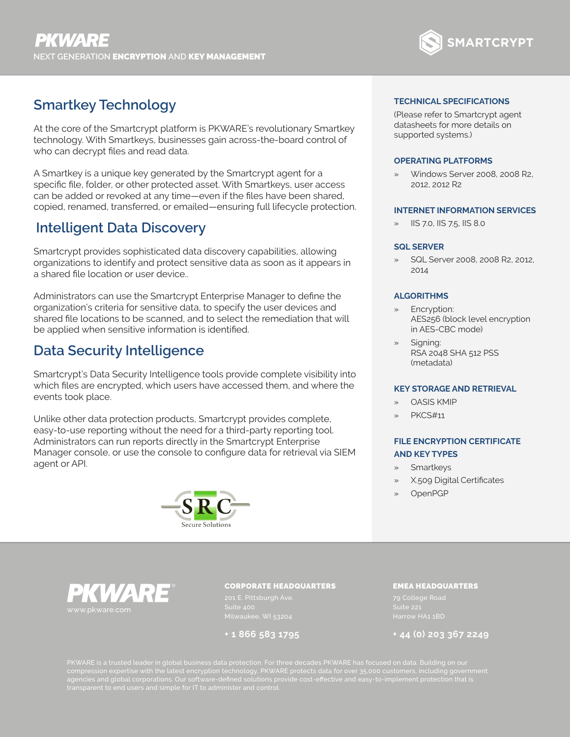## Smartkey Technology

At the core of the Smartcrypt platform is PKWARE's revolutionary Smartkey technology. With Smartkeys, businesses gain across-the-board control of who can decrypt files and read data.

A Smartkey is a unique key generated by the Smartcrypt agent for a specific file, folder, or other protected asset. With Smartkeys, user access can be added or revoked at any time—even if the files have been shared, copied, renamed, transferred, or emailed—ensuring full lifecycle protection.

## Intelligent Data Discovery

Smartcrypt provides sophisticated data discovery capabilities, allowing organizations to identify and protect sensitive data as soon as it appears in a shared file location or user device..

Administrators can use the Smartcrypt Enterprise Manager to define the organization's criteria for sensitive data, to specify the user devices and shared file locations to be scanned, and to select the remediation that will be applied when sensitive information is identified.

## Data Security Intelligence

Smartcrypt's Data Security Intelligence tools provide complete visibility into which files are encrypted, which users have accessed them, and where the events took place.

Unlike other data protection products, Smartcrypt provides complete, easy-to-use reporting without the need for a third-party reporting tool. Administrators can run reports directly in the Smartcrypt Enterprise Manager console, or use the console to configure data for retrieval via SIEM agent or API.

SRC Secure Solutions

### TECHNICAL SPECIFICATIONS

(Please refer to Smartcrypt agent datasheets for more details on supported systems.)

### OPERATING PLATFORMS

- Windows Server 2008, 2008 R2, 2012, 2012 R2

### INTERNET INFORMATION SERVICES

- IIS 7.0, IIS 7.5, IIS 8.0

### SQL SERVER

- SQL Server 2008, 2008 R2, 2012, 2014

### ALGORITHMS

- Encryption: AES256 (block level encryption in AES-CBC mode)
- Signing: RSA 2048 SHA 512 PSS (metadata)

### KEY STORAGE AND RETRIEVAL

- OASIS KMIP
- PKCS#11

### FILE ENCRYPTION CERTIFICATE AND KEY TYPES

- Smartkeys
- X.509 Digital Certificates
- OpenPGP

**PKWARE®**
www.pkware.com

**CORPORATE HEADQUARTERS**
201 E. Pittsburgh Ave.
Suite 400
Milwaukee, WI 53204

+ 1 866 583 1795

**EMEA HEADQUARTERS**
79 College Road
Suite 221
Harrow HA1 1BD

+ 44 (0) 203 367 2249

PKWARE is a trusted leader in global business data protection. For three decades PKWARE has focused on data. Building on our compression expertise with the latest encryption technology, PKWARE protects data for over 35,000 customers, including government agencies and global corporations. Our software-defined solutions provide cost-effective and easy-to-implement protection that is transparent to end users and simple for IT to administer and control.